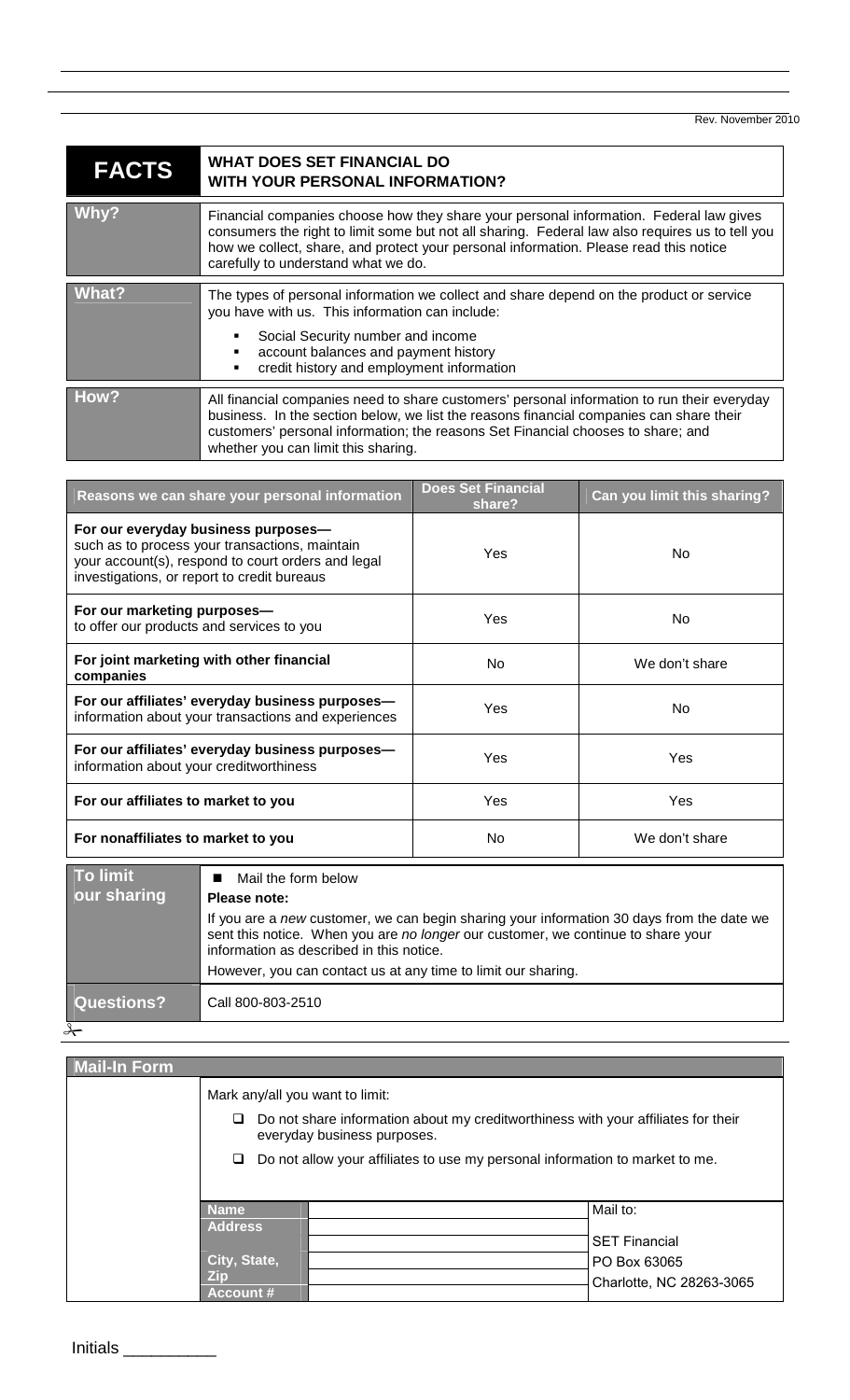Rev. November 2010

| **FACTS** | **WHAT DOES SET FINANCIAL DO WITH YOUR PERSONAL INFORMATION?** |
|---|---|
| **Why?** | Financial companies choose how they share your personal information. Federal law gives consumers the right to limit some but not all sharing. Federal law also requires us to tell you how we collect, share, and protect your personal information. Please read this notice carefully to understand what we do. |
| **What?** | The types of personal information we collect and share depend on the product or service you have with us. This information can include: <br>▪ Social Security number and income <br>▪ account balances and payment history <br>▪ credit history and employment information |
| **How?** | All financial companies need to share customers' personal information to run their everyday business. In the section below, we list the reasons financial companies can share their customers' personal information; the reasons Set Financial chooses to share; and whether you can limit this sharing. |

| Reasons we can share your personal information | Does Set Financial share? | Can you limit this sharing? |
|---|---|---|
| **For our everyday business purposes—** such as to process your transactions, maintain your account(s), respond to court orders and legal investigations, or report to credit bureaus | Yes | No |
| **For our marketing purposes—** to offer our products and services to you | Yes | No |
| **For joint marketing with other financial companies** | No | We don't share |
| **For our affiliates' everyday business purposes—** information about your transactions and experiences | Yes | No |
| **For our affiliates' everyday business purposes—** information about your creditworthiness | Yes | Yes |
| **For our affiliates to market to you** | Yes | Yes |
| **For nonaffiliates to market to you** | No | We don't share |

| **To limit our sharing** | ■ Mail the form below <br>**Please note:** <br>If you are a *new* customer, we can begin sharing your information 30 days from the date we sent this notice. When you are *no longer* our customer, we continue to share your information as described in this notice. <br>However, you can contact us at any time to limit our sharing. |
|---|---|
| **Questions?** | Call 800-803-2510 |

**Mail-In Form**

Mark any/all you want to limit:

- ☐ Do not share information about my creditworthiness with your affiliates for their everyday business purposes.
- ☐ Do not allow your affiliates to use my personal information to market to me.

| | | |
|---|---|---|
| **Name** | | Mail to: |
| **Address** | | SET Financial |
| **City, State, Zip** | | PO Box 63065 |
| **Account #** | | Charlotte, NC 28263-3065 |

Initials __________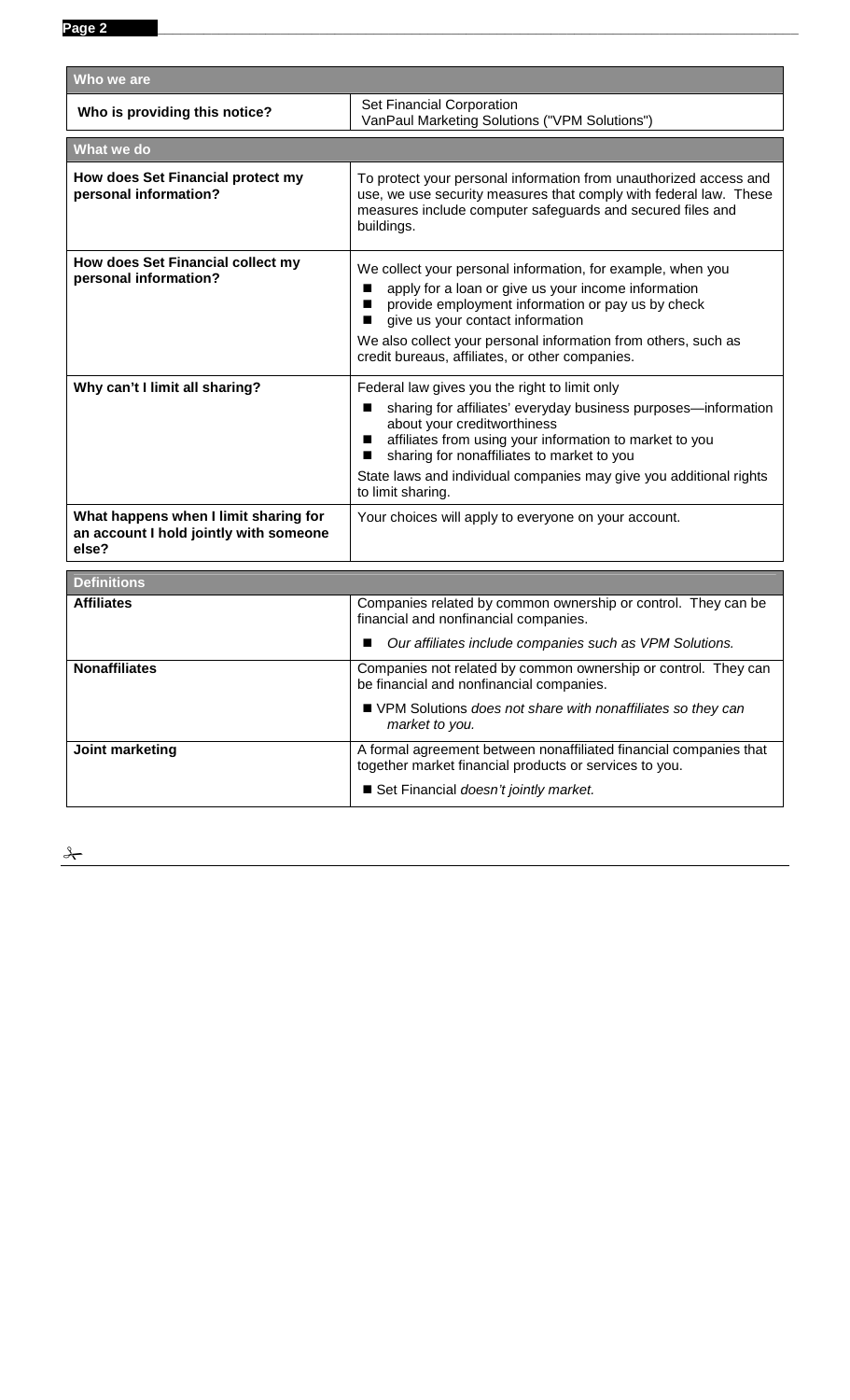| Who we are | |
|---|---|
| **Who is providing this notice?** | Set Financial Corporation<br>VanPaul Marketing Solutions ("VPM Solutions") |

| What we do | |
|---|---|
| **How does Set Financial protect my personal information?** | To protect your personal information from unauthorized access and use, we use security measures that comply with federal law. These measures include computer safeguards and secured files and buildings. |
| **How does Set Financial collect my personal information?** | We collect your personal information, for example, when you<br>■ apply for a loan or give us your income information<br>■ provide employment information or pay us by check<br>■ give us your contact information<br>We also collect your personal information from others, such as credit bureaus, affiliates, or other companies. |
| **Why can't I limit all sharing?** | Federal law gives you the right to limit only<br>■ sharing for affiliates' everyday business purposes—information about your creditworthiness<br>■ affiliates from using your information to market to you<br>■ sharing for nonaffiliates to market to you<br>State laws and individual companies may give you additional rights to limit sharing. |
| **What happens when I limit sharing for an account I hold jointly with someone else?** | Your choices will apply to everyone on your account. |

| Definitions | |
|---|---|
| **Affiliates** | Companies related by common ownership or control. They can be financial and nonfinancial companies.<br>■ *Our affiliates include companies such as VPM Solutions.* |
| **Nonaffiliates** | Companies not related by common ownership or control. They can be financial and nonfinancial companies.<br>■ VPM Solutions *does not share with nonaffiliates so they can market to you.* |
| **Joint marketing** | A formal agreement between nonaffiliated financial companies that together market financial products or services to you.<br>■ Set Financial *doesn't jointly market.* |